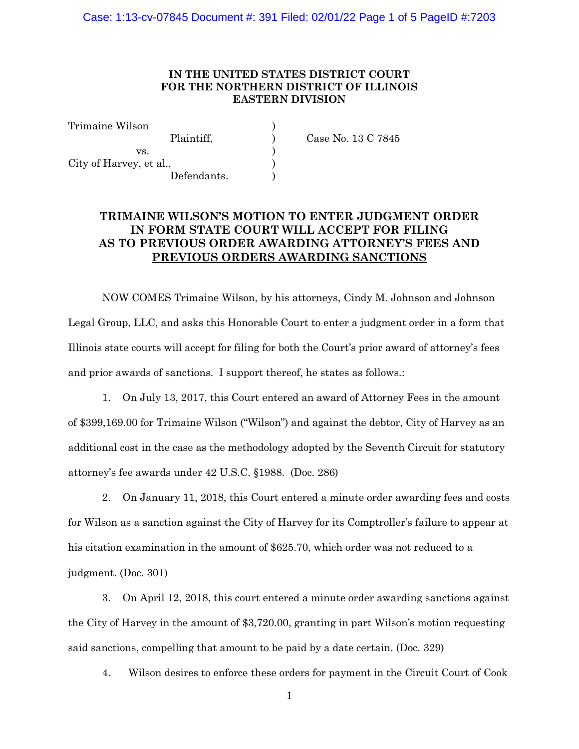**IN THE UNITED STATES DISTRICT COURT**
**FOR THE NORTHERN DISTRICT OF ILLINOIS**
**EASTERN DIVISION**

| | | |
|---|---|---|
| Trimaine Wilson | ) | |
| Plaintiff, | ) | Case No. 13 C 7845 |
| vs. | ) | |
| City of Harvey, et al., | ) | |
| Defendants. | ) | |

**TRIMAINE WILSON'S MOTION TO ENTER JUDGMENT ORDER IN FORM STATE COURT WILL ACCEPT FOR FILING AS TO PREVIOUS ORDER AWARDING ATTORNEY'S FEES AND PREVIOUS ORDERS AWARDING SANCTIONS**

NOW COMES Trimaine Wilson, by his attorneys, Cindy M. Johnson and Johnson Legal Group, LLC, and asks this Honorable Court to enter a judgment order in a form that Illinois state courts will accept for filing for both the Court's prior award of attorney's fees and prior awards of sanctions. I support thereof, he states as follows.:

1. On July 13, 2017, this Court entered an award of Attorney Fees in the amount of $399,169.00 for Trimaine Wilson ("Wilson") and against the debtor, City of Harvey as an additional cost in the case as the methodology adopted by the Seventh Circuit for statutory attorney's fee awards under 42 U.S.C. §1988. (Doc. 286)

2. On January 11, 2018, this Court entered a minute order awarding fees and costs for Wilson as a sanction against the City of Harvey for its Comptroller's failure to appear at his citation examination in the amount of $625.70, which order was not reduced to a judgment. (Doc. 301)

3. On April 12, 2018, this court entered a minute order awarding sanctions against the City of Harvey in the amount of $3,720.00, granting in part Wilson's motion requesting said sanctions, compelling that amount to be paid by a date certain. (Doc. 329)

4. Wilson desires to enforce these orders for payment in the Circuit Court of Cook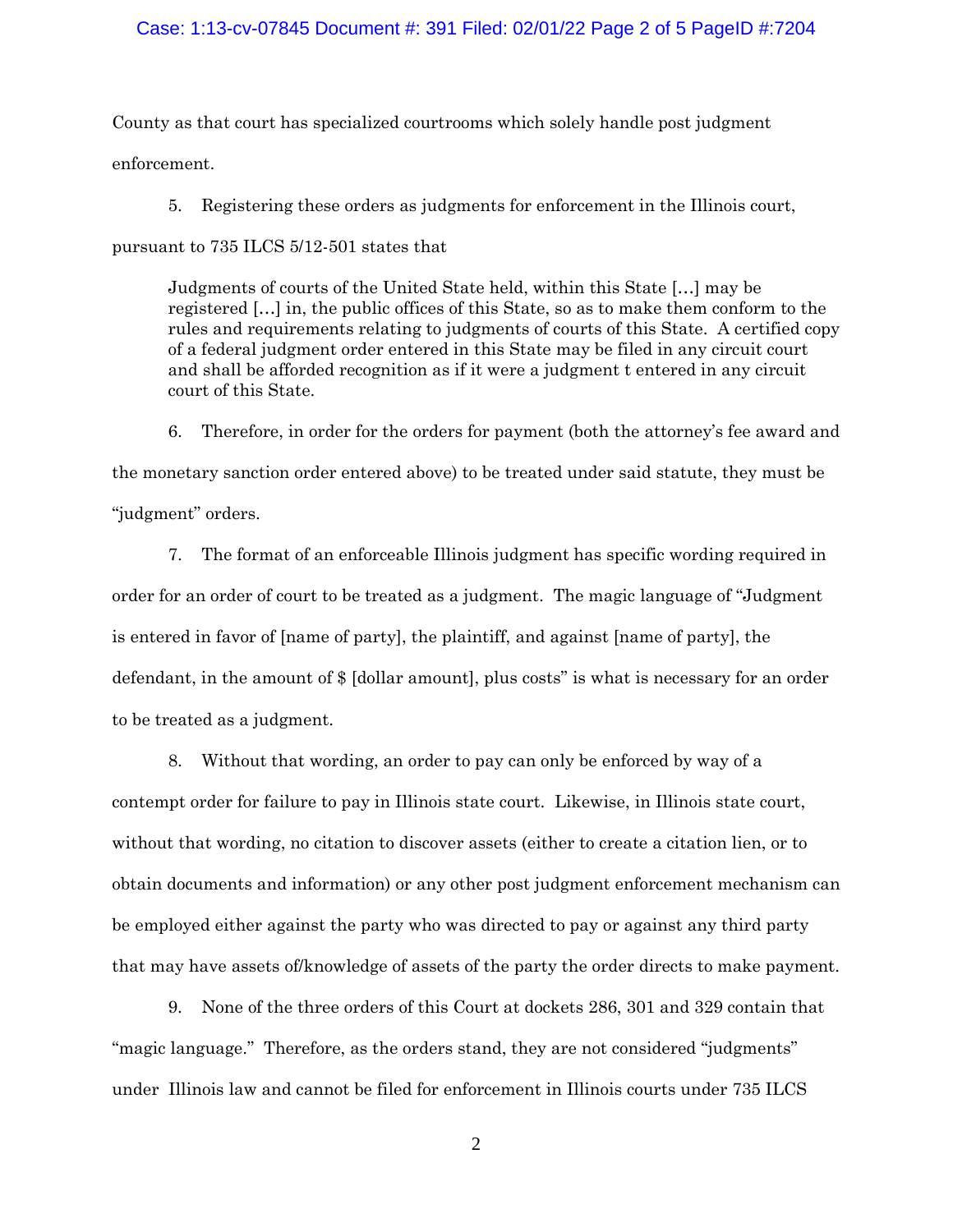County as that court has specialized courtrooms which solely handle post judgment enforcement.

5. Registering these orders as judgments for enforcement in the Illinois court, pursuant to 735 ILCS 5/12-501 states that

> Judgments of courts of the United State held, within this State […] may be registered […] in, the public offices of this State, so as to make them conform to the rules and requirements relating to judgments of courts of this State. A certified copy of a federal judgment order entered in this State may be filed in any circuit court and shall be afforded recognition as if it were a judgment t entered in any circuit court of this State.

6. Therefore, in order for the orders for payment (both the attorney's fee award and the monetary sanction order entered above) to be treated under said statute, they must be "judgment" orders.

7. The format of an enforceable Illinois judgment has specific wording required in order for an order of court to be treated as a judgment. The magic language of "Judgment is entered in favor of [name of party], the plaintiff, and against [name of party], the defendant, in the amount of $ [dollar amount], plus costs" is what is necessary for an order to be treated as a judgment.

8. Without that wording, an order to pay can only be enforced by way of a contempt order for failure to pay in Illinois state court. Likewise, in Illinois state court, without that wording, no citation to discover assets (either to create a citation lien, or to obtain documents and information) or any other post judgment enforcement mechanism can be employed either against the party who was directed to pay or against any third party that may have assets of/knowledge of assets of the party the order directs to make payment.

9. None of the three orders of this Court at dockets 286, 301 and 329 contain that "magic language." Therefore, as the orders stand, they are not considered "judgments" under Illinois law and cannot be filed for enforcement in Illinois courts under 735 ILCS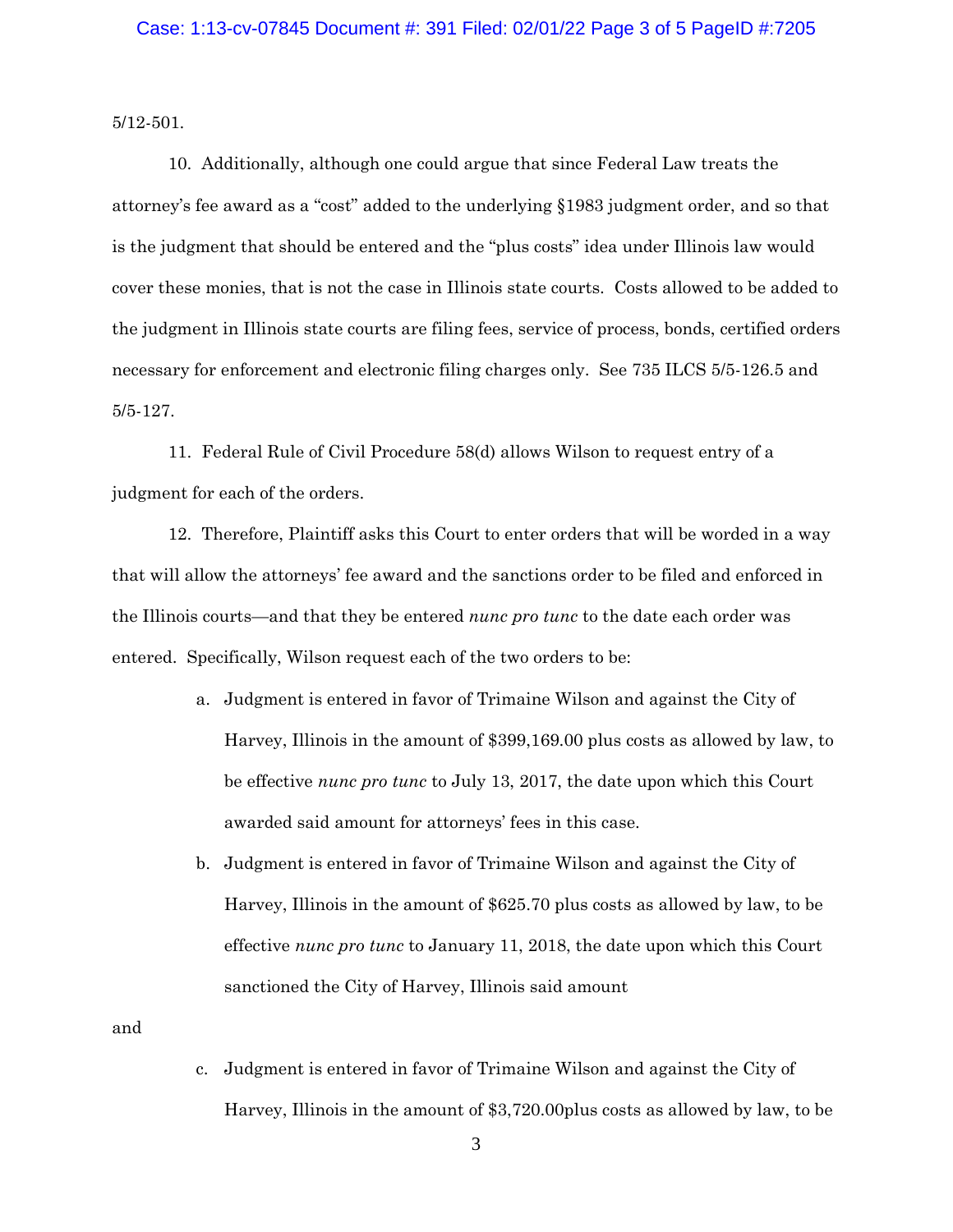5/12-501.

10. Additionally, although one could argue that since Federal Law treats the attorney's fee award as a "cost" added to the underlying §1983 judgment order, and so that is the judgment that should be entered and the "plus costs" idea under Illinois law would cover these monies, that is not the case in Illinois state courts. Costs allowed to be added to the judgment in Illinois state courts are filing fees, service of process, bonds, certified orders necessary for enforcement and electronic filing charges only. See 735 ILCS 5/5-126.5 and 5/5-127.

11. Federal Rule of Civil Procedure 58(d) allows Wilson to request entry of a judgment for each of the orders.

12. Therefore, Plaintiff asks this Court to enter orders that will be worded in a way that will allow the attorneys' fee award and the sanctions order to be filed and enforced in the Illinois courts—and that they be entered *nunc pro tunc* to the date each order was entered. Specifically, Wilson request each of the two orders to be:

a. Judgment is entered in favor of Trimaine Wilson and against the City of Harvey, Illinois in the amount of $399,169.00 plus costs as allowed by law, to be effective *nunc pro tunc* to July 13, 2017, the date upon which this Court awarded said amount for attorneys' fees in this case.

b. Judgment is entered in favor of Trimaine Wilson and against the City of Harvey, Illinois in the amount of $625.70 plus costs as allowed by law, to be effective *nunc pro tunc* to January 11, 2018, the date upon which this Court sanctioned the City of Harvey, Illinois said amount

and

c. Judgment is entered in favor of Trimaine Wilson and against the City of Harvey, Illinois in the amount of $3,720.00plus costs as allowed by law, to be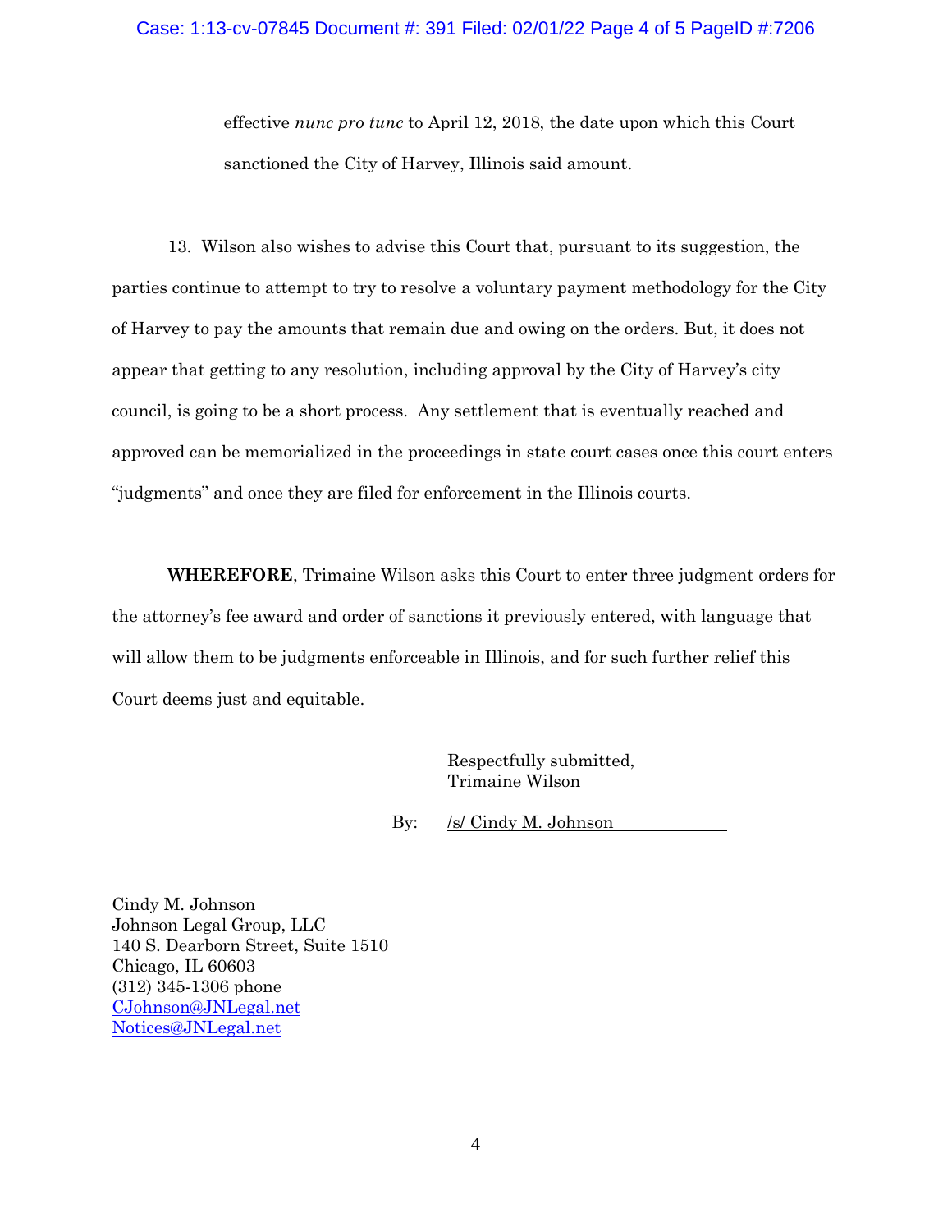effective *nunc pro tunc* to April 12, 2018, the date upon which this Court sanctioned the City of Harvey, Illinois said amount.

13. Wilson also wishes to advise this Court that, pursuant to its suggestion, the parties continue to attempt to try to resolve a voluntary payment methodology for the City of Harvey to pay the amounts that remain due and owing on the orders. But, it does not appear that getting to any resolution, including approval by the City of Harvey's city council, is going to be a short process. Any settlement that is eventually reached and approved can be memorialized in the proceedings in state court cases once this court enters "judgments" and once they are filed for enforcement in the Illinois courts.

**WHEREFORE**, Trimaine Wilson asks this Court to enter three judgment orders for the attorney's fee award and order of sanctions it previously entered, with language that will allow them to be judgments enforceable in Illinois, and for such further relief this Court deems just and equitable.

Respectfully submitted,
Trimaine Wilson

By: /s/ Cindy M. Johnson

Cindy M. Johnson
Johnson Legal Group, LLC
140 S. Dearborn Street, Suite 1510
Chicago, IL 60603
(312) 345-1306 phone
CJohnson@JNLegal.net
Notices@JNLegal.net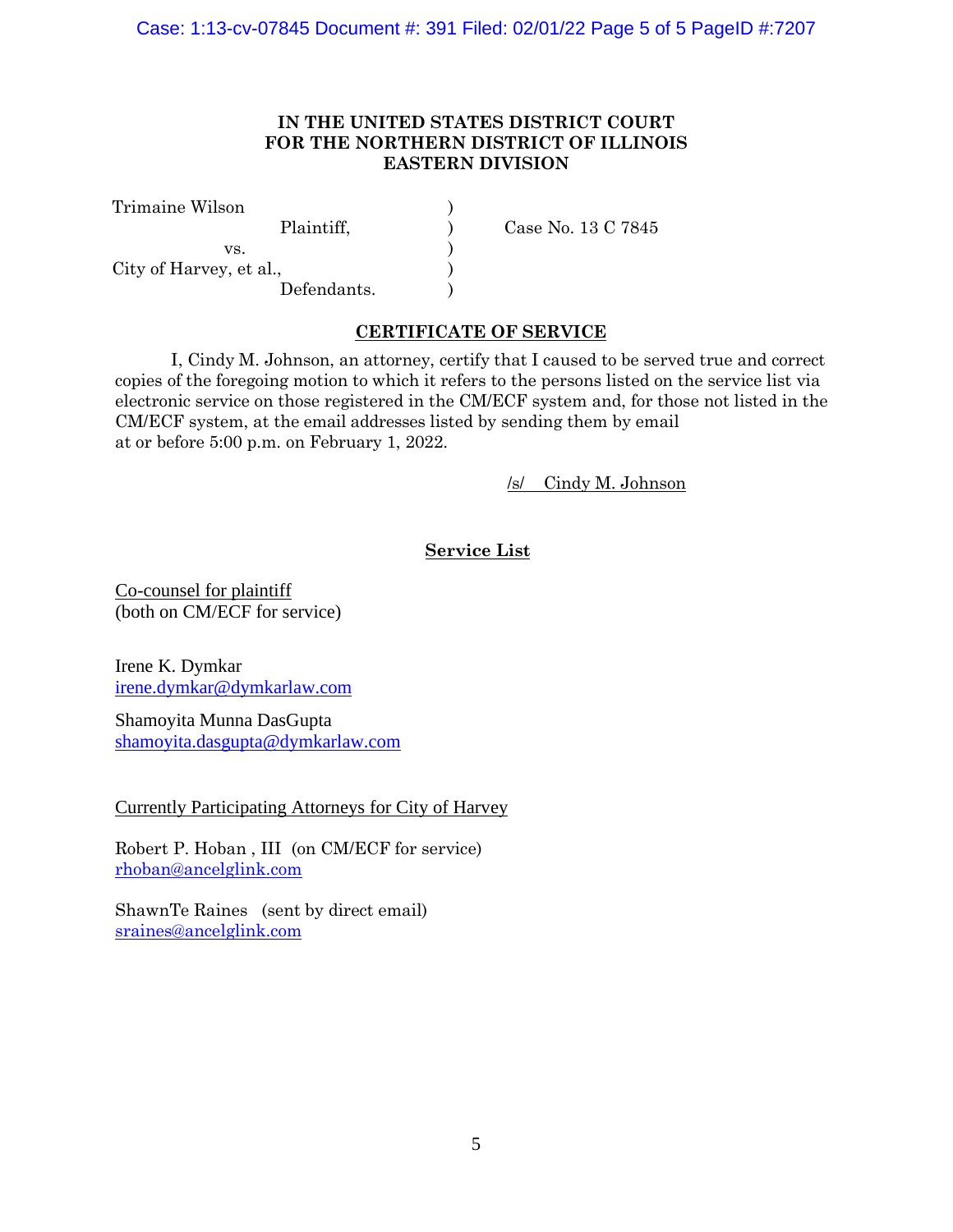**IN THE UNITED STATES DISTRICT COURT**
**FOR THE NORTHERN DISTRICT OF ILLINOIS**
**EASTERN DIVISION**

| | | |
|---|---|---|
| Trimaine Wilson | ) | |
| Plaintiff, | ) | Case No. 13 C 7845 |
| vs. | ) | |
| City of Harvey, et al., | ) | |
| Defendants. | ) | |

## CERTIFICATE OF SERVICE

I, Cindy M. Johnson, an attorney, certify that I caused to be served true and correct copies of the foregoing motion to which it refers to the persons listed on the service list via electronic service on those registered in the CM/ECF system and, for those not listed in the CM/ECF system, at the email addresses listed by sending them by email at or before 5:00 p.m. on February 1, 2022.

/s/ Cindy M. Johnson

## Service List

Co-counsel for plaintiff
(both on CM/ECF for service)

Irene K. Dymkar
irene.dymkar@dymkarlaw.com

Shamoyita Munna DasGupta
shamoyita.dasgupta@dymkarlaw.com

Currently Participating Attorneys for City of Harvey

Robert P. Hoban , III (on CM/ECF for service)
rhoban@ancelglink.com

ShawnTe Raines (sent by direct email)
sraines@ancelglink.com